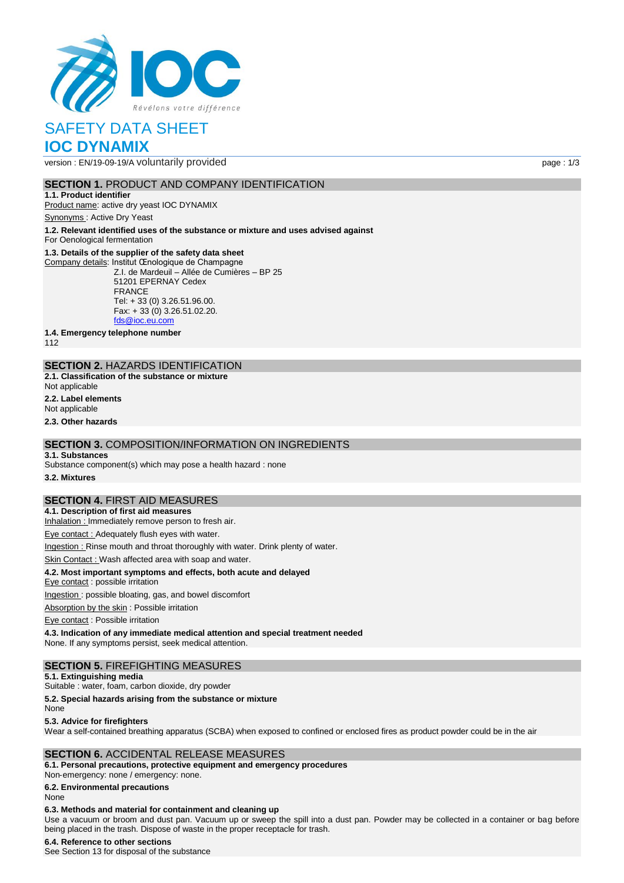# SAFETY DATA SHEET

## IOC DYNAMIX

version : EN/19-09-19/A voluntarily provided

## SECTION 1. PRODUCT AND COMPANY IDENTIFICATION

**1.1. Product identifier**

Product name: active dry yeast IOC DYNAMIX

Synonyms : Active Dry Yeast

**1.2. Relevant identified uses of the substance or mixture and uses advised against**

For Oenological fermentation

**1.3. Details of the supplier of the safety data sheet**

Company details: Institut Œnologique de Champagne
Z.I. de Mardeuil – Allée de Cumières – BP 25
51201 EPERNAY Cedex
FRANCE
Tel: + 33 (0) 3.26.51.96.00.
Fax: + 33 (0) 3.26.51.02.20.
fds@ioc.eu.com

**1.4. Emergency telephone number**

112

## SECTION 2. HAZARDS IDENTIFICATION

**2.1. Classification of the substance or mixture**

Not applicable

**2.2. Label elements**

Not applicable

**2.3. Other hazards**

## SECTION 3. COMPOSITION/INFORMATION ON INGREDIENTS

**3.1. Substances**

Substance component(s) which may pose a health hazard : none

**3.2. Mixtures**

## SECTION 4. FIRST AID MEASURES

**4.1. Description of first aid measures**

Inhalation : Immediately remove person to fresh air.

Eye contact : Adequately flush eyes with water.

Ingestion : Rinse mouth and throat thoroughly with water. Drink plenty of water.

Skin Contact : Wash affected area with soap and water.

**4.2. Most important symptoms and effects, both acute and delayed**

Eye contact : possible irritation

Ingestion : possible bloating, gas, and bowel discomfort

Absorption by the skin : Possible irritation

Eye contact : Possible irritation

**4.3. Indication of any immediate medical attention and special treatment needed**

None. If any symptoms persist, seek medical attention.

## SECTION 5. FIREFIGHTING MEASURES

**5.1. Extinguishing media**

Suitable : water, foam, carbon dioxide, dry powder

**5.2. Special hazards arising from the substance or mixture**

None

**5.3. Advice for firefighters**

Wear a self-contained breathing apparatus (SCBA) when exposed to confined or enclosed fires as product powder could be in the air

## SECTION 6. ACCIDENTAL RELEASE MEASURES

**6.1. Personal precautions, protective equipment and emergency procedures**

Non-emergency: none / emergency: none.

**6.2. Environmental precautions**

None

**6.3. Methods and material for containment and cleaning up**

Use a vacuum or broom and dust pan. Vacuum up or sweep the spill into a dust pan. Powder may be collected in a container or bag before being placed in the trash. Dispose of waste in the proper receptacle for trash.

**6.4. Reference to other sections**

See Section 13 for disposal of the substance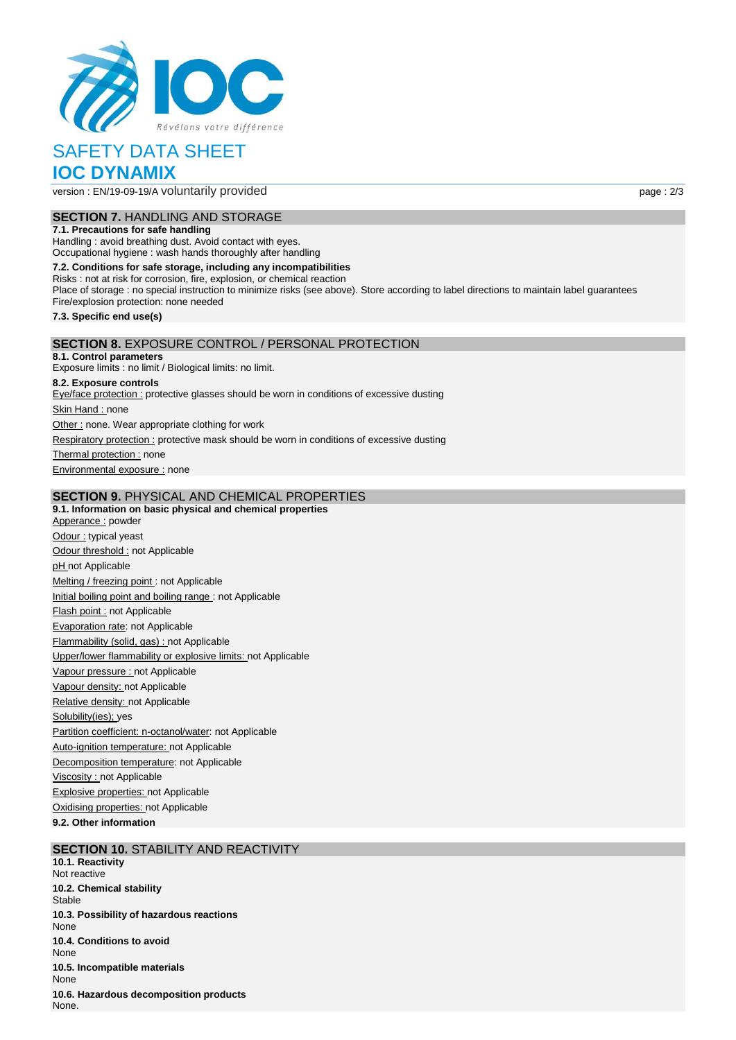# SAFETY DATA SHEET

# IOC DYNAMIX

version : EN/19-09-19/A voluntarily provided

## SECTION 7. HANDLING AND STORAGE

**7.1. Precautions for safe handling**

Handling : avoid breathing dust. Avoid contact with eyes.
Occupational hygiene : wash hands thoroughly after handling

**7.2. Conditions for safe storage, including any incompatibilities**

Risks : not at risk for corrosion, fire, explosion, or chemical reaction
Place of storage : no special instruction to minimize risks (see above). Store according to label directions to maintain label guarantees
Fire/explosion protection: none needed

**7.3. Specific end use(s)**

## SECTION 8. EXPOSURE CONTROL / PERSONAL PROTECTION

**8.1. Control parameters**

Exposure limits : no limit / Biological limits: no limit.

**8.2. Exposure controls**

Eye/face protection : protective glasses should be worn in conditions of excessive dusting

Skin Hand : none

Other : none. Wear appropriate clothing for work

Respiratory protection : protective mask should be worn in conditions of excessive dusting

Thermal protection : none

Environmental exposure : none

## SECTION 9. PHYSICAL AND CHEMICAL PROPERTIES

**9.1. Information on basic physical and chemical properties**

Apperance : powder

Odour : typical yeast

Odour threshold : not Applicable

pH not Applicable

Melting / freezing point : not Applicable

Initial boiling point and boiling range : not Applicable

Flash point : not Applicable

Evaporation rate: not Applicable

Flammability (solid, gas) : not Applicable

Upper/lower flammability or explosive limits: not Applicable

Vapour pressure : not Applicable

Vapour density: not Applicable

Relative density: not Applicable

Solubility(ies); yes

Partition coefficient: n-octanol/water: not Applicable

Auto-ignition temperature: not Applicable

Decomposition temperature: not Applicable

Viscosity : not Applicable

Explosive properties: not Applicable

Oxidising properties: not Applicable

**9.2. Other information**

## SECTION 10. STABILITY AND REACTIVITY

**10.1. Reactivity**

Not reactive

**10.2. Chemical stability**

Stable

**10.3. Possibility of hazardous reactions**

None

**10.4. Conditions to avoid**

None

**10.5. Incompatible materials**

None

**10.6. Hazardous decomposition products**

None.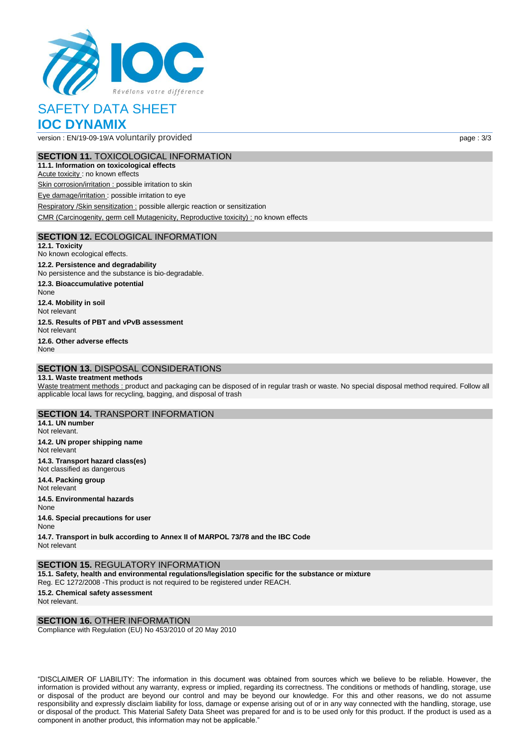# SAFETY DATA SHEET
## IOC DYNAMIX

version : EN/19-09-19/A voluntarily provided

### SECTION 11. TOXICOLOGICAL INFORMATION

**11.1. Information on toxicological effects**

Acute toxicity : no known effects

Skin corrosion/irritation : possible irritation to skin

Eye damage/irritation : possible irritation to eye

Respiratory /Skin sensitization : possible allergic reaction or sensitization

CMR (Carcinogenity, germ cell Mutagenicity, Reproductive toxicity) : no known effects

### SECTION 12. ECOLOGICAL INFORMATION

**12.1. Toxicity**

No known ecological effects.

**12.2. Persistence and degradability**

No persistence and the substance is bio-degradable.

**12.3. Bioaccumulative potential**

None

**12.4. Mobility in soil**

Not relevant

**12.5. Results of PBT and vPvB assessment**

Not relevant

**12.6. Other adverse effects**

None

### SECTION 13. DISPOSAL CONSIDERATIONS

**13.1. Waste treatment methods**

Waste treatment methods : product and packaging can be disposed of in regular trash or waste. No special disposal method required. Follow all applicable local laws for recycling, bagging, and disposal of trash

### SECTION 14. TRANSPORT INFORMATION

**14.1. UN number**

Not relevant.

**14.2. UN proper shipping name**

Not relevant

**14.3. Transport hazard class(es)**

Not classified as dangerous

**14.4. Packing group**

Not relevant

**14.5. Environmental hazards**

None

**14.6. Special precautions for user**

None

**14.7. Transport in bulk according to Annex II of MARPOL 73/78 and the IBC Code**

Not relevant

### SECTION 15. REGULATORY INFORMATION

**15.1. Safety, health and environmental regulations/legislation specific for the substance or mixture**

Reg. EC 1272/2008 -This product is not required to be registered under REACH.

**15.2. Chemical safety assessment**

Not relevant.

### SECTION 16. OTHER INFORMATION

Compliance with Regulation (EU) No 453/2010 of 20 May 2010

"DISCLAIMER OF LIABILITY: The information in this document was obtained from sources which we believe to be reliable. However, the information is provided without any warranty, express or implied, regarding its correctness. The conditions or methods of handling, storage, use or disposal of the product are beyond our control and may be beyond our knowledge. For this and other reasons, we do not assume responsibility and expressly disclaim liability for loss, damage or expense arising out of or in any way connected with the handling, storage, use or disposal of the product. This Material Safety Data Sheet was prepared for and is to be used only for this product. If the product is used as a component in another product, this information may not be applicable."